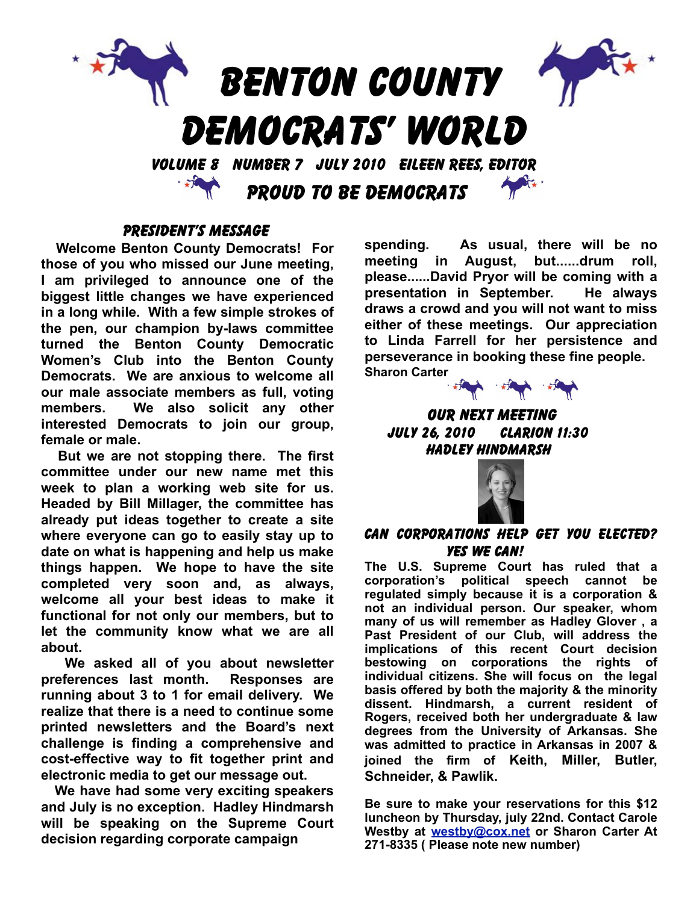# BENTON COUNTY DEMOCRATS' WORLD

**VOLUME 8 NUMBER 7 JULY 2010 EILEEN REES, EDITOR**

**PROUD TO BE DEMOCRATS**

## PRESIDENT'S MESSAGE

**Welcome Benton County Democrats! For those of you who missed our June meeting, I am privileged to announce one of the biggest little changes we have experienced in a long while. With a few simple strokes of the pen, our champion by-laws committee turned the Benton County Democratic Women's Club into the Benton County Democrats. We are anxious to welcome all our male associate members as full, voting members. We also solicit any other interested Democrats to join our group, female or male.**

**But we are not stopping there. The first committee under our new name met this week to plan a working web site for us. Headed by Bill Millager, the committee has already put ideas together to create a site where everyone can go to easily stay up to date on what is happening and help us make things happen. We hope to have the site completed very soon and, as always, welcome all your best ideas to make it functional for not only our members, but to let the community know what we are all about.**

**We asked all of you about newsletter preferences last month. Responses are running about 3 to 1 for email delivery. We realize that there is a need to continue some printed newsletters and the Board's next challenge is finding a comprehensive and cost-effective way to fit together print and electronic media to get our message out.**

**We have had some very exciting speakers and July is no exception. Hadley Hindmarsh will be speaking on the Supreme Court decision regarding corporate campaign spending. As usual, there will be no meeting in August, but......drum roll, please......David Pryor will be coming with a presentation in September. He always draws a crowd and you will not want to miss either of these meetings. Our appreciation to Linda Farrell for her persistence and perseverance in booking these fine people.**

**Sharon Carter**

## OUR NEXT MEETING

**JULY 26, 2010 CLARION 11:30**

**HADLEY HINDMARSH**

## CAN CORPORATIONS HELP GET YOU ELECTED? YES WE CAN!

**The U.S. Supreme Court has ruled that a corporation's political speech cannot be regulated simply because it is a corporation & not an individual person. Our speaker, whom many of us will remember as Hadley Glover , a Past President of our Club, will address the implications of this recent Court decision bestowing on corporations the rights of individual citizens. She will focus on the legal basis offered by both the majority & the minority dissent. Hindmarsh, a current resident of Rogers, received both her undergraduate & law degrees from the University of Arkansas. She was admitted to practice in Arkansas in 2007 & joined the firm of Keith, Miller, Butler, Schneider, & Pawlik.**

**Be sure to make your reservations for this $12 luncheon by Thursday, july 22nd. Contact Carole Westby at [westby@cox.net](mailto:westby@cox.net) or Sharon Carter At 271-8335 ( Please note new number)**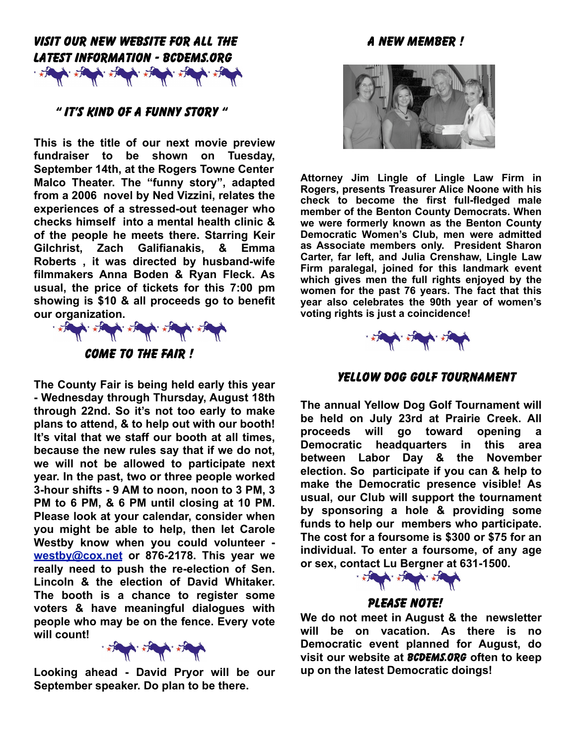## VISIT OUR NEW WEBSITE FOR ALL THE LATEST INFORMATION - BCDEMS.ORG

## " IT'S KIND OF A FUNNY STORY "

**This is the title of our next movie preview fundraiser to be shown on Tuesday, September 14th, at the Rogers Towne Center Malco Theater. The "funny story", adapted from a 2006 novel by Ned Vizzini, relates the experiences of a stressed-out teenager who checks himself into a mental health clinic & of the people he meets there. Starring Keir Gilchrist, Zach Galifianakis, & Emma Roberts , it was directed by husband-wife filmmakers Anna Boden & Ryan Fleck. As usual, the price of tickets for this 7:00 pm showing is $10 & all proceeds go to benefit our organization.**

## COME TO THE FAIR !

**The County Fair is being held early this year - Wednesday through Thursday, August 18th through 22nd. So it's not too early to make plans to attend, & to help out with our booth! It's vital that we staff our booth at all times, because the new rules say that if we do not, we will not be allowed to participate next year. In the past, two or three people worked 3-hour shifts - 9 AM to noon, noon to 3 PM, 3 PM to 6 PM, & 6 PM until closing at 10 PM. Please look at your calendar, consider when you might be able to help, then let Carole Westby know when you could volunteer - westby@cox.net or 876-2178. This year we really need to push the re-election of Sen. Lincoln & the election of David Whitaker. The booth is a chance to register some voters & have meaningful dialogues with people who may be on the fence. Every vote will count!**

**Looking ahead - David Pryor will be our September speaker. Do plan to be there.**

## A NEW MEMBER !

**Attorney Jim Lingle of Lingle Law Firm in Rogers, presents Treasurer Alice Noone with his check to become the first full-fledged male member of the Benton County Democrats. When we were formerly known as the Benton County Democratic Women's Club, men were admitted as Associate members only. President Sharon Carter, far left, and Julia Crenshaw, Lingle Law Firm paralegal, joined for this landmark event which gives men the full rights enjoyed by the women for the past 76 years. The fact that this year also celebrates the 90th year of women's voting rights is just a coincidence!**

## YELLOW DOG GOLF TOURNAMENT

**The annual Yellow Dog Golf Tournament will be held on July 23rd at Prairie Creek. All proceeds will go toward opening a Democratic headquarters in this area between Labor Day & the November election. So participate if you can & help to make the Democratic presence visible! As usual, our Club will support the tournament by sponsoring a hole & providing some funds to help our members who participate. The cost for a foursome is $300 or $75 for an individual. To enter a foursome, of any age or sex, contact Lu Bergner at 631-1500.**

## PLEASE NOTE!

**We do not meet in August & the newsletter will be on vacation. As there is no Democratic event planned for August, do visit our website at BCDEMS.ORG often to keep up on the latest Democratic doings!**